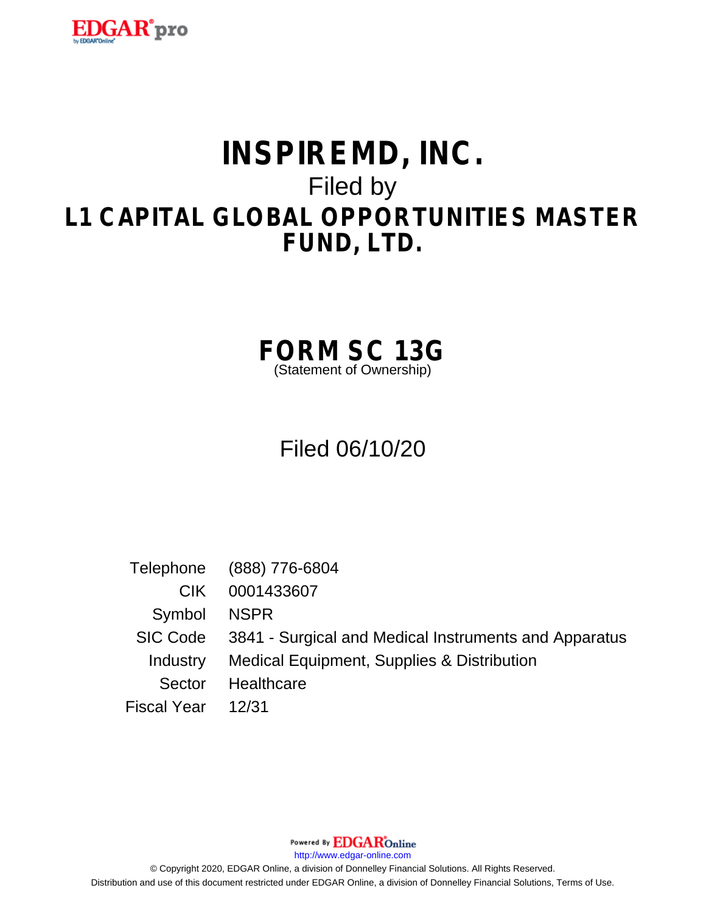# INSPIREMD, INC.

Filed by

## L1 CAPITAL GLOBAL OPPORTUNITIES MASTER FUND, LTD.

## FORM SC 13G

(Statement of Ownership)

Filed 06/10/20

| | |
|---|---|
| Telephone | (888) 776-6804 |
| CIK | 0001433607 |
| Symbol | NSPR |
| SIC Code | 3841 - Surgical and Medical Instruments and Apparatus |
| Industry | Medical Equipment, Supplies & Distribution |
| Sector | Healthcare |
| Fiscal Year | 12/31 |

Powered By EDGAR Online

http://www.edgar-online.com

© Copyright 2020, EDGAR Online, a division of Donnelley Financial Solutions. All Rights Reserved.
Distribution and use of this document restricted under EDGAR Online, a division of Donnelley Financial Solutions, Terms of Use.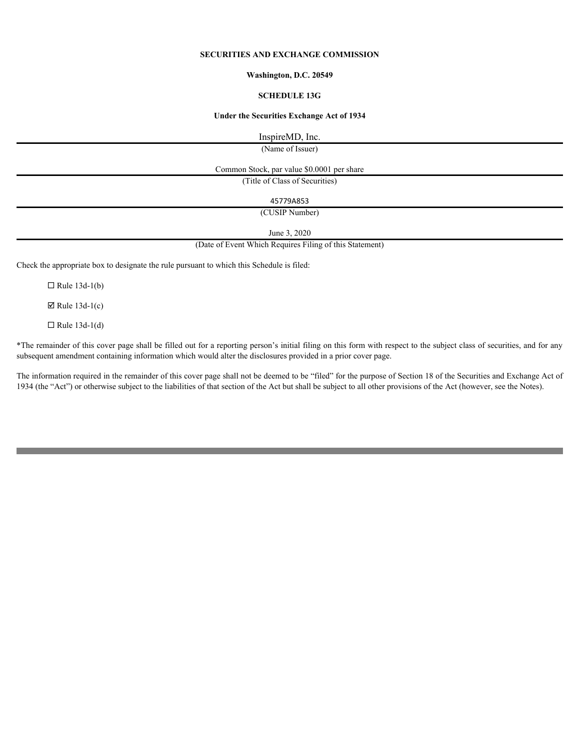**SECURITIES AND EXCHANGE COMMISSION**

**Washington, D.C. 20549**

**SCHEDULE 13G**

**Under the Securities Exchange Act of 1934**

InspireMD, Inc.

(Name of Issuer)

Common Stock, par value $0.0001 per share

(Title of Class of Securities)

45779A853

(CUSIP Number)

June 3, 2020

(Date of Event Which Requires Filing of this Statement)

Check the appropriate box to designate the rule pursuant to which this Schedule is filed:

☐ Rule 13d-1(b)

☑ Rule 13d-1(c)

☐ Rule 13d-1(d)

*The remainder of this cover page shall be filled out for a reporting person's initial filing on this form with respect to the subject class of securities, and for any subsequent amendment containing information which would alter the disclosures provided in a prior cover page.

The information required in the remainder of this cover page shall not be deemed to be "filed" for the purpose of Section 18 of the Securities and Exchange Act of 1934 (the "Act") or otherwise subject to the liabilities of that section of the Act but shall be subject to all other provisions of the Act (however, see the Notes).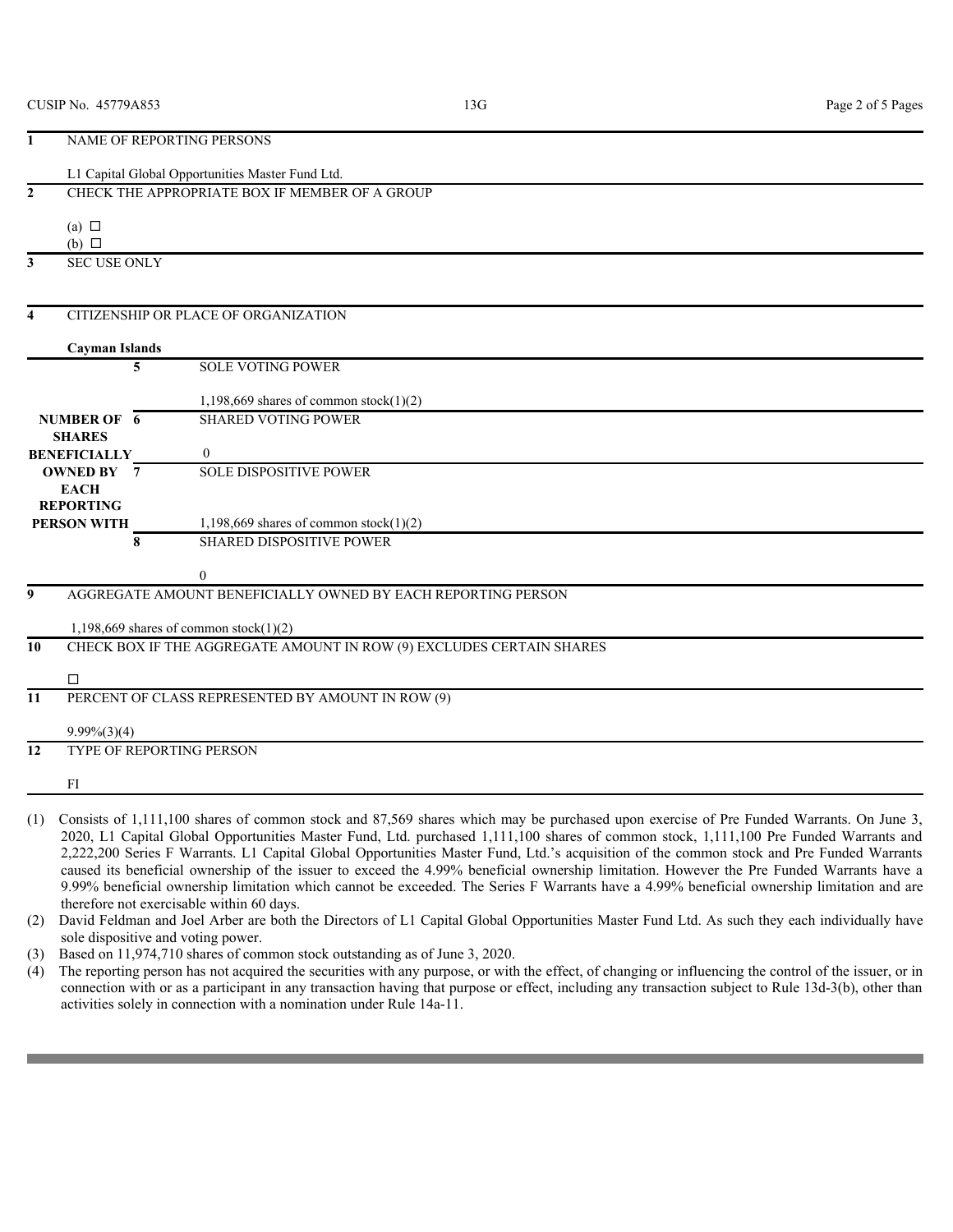CUSIP No. 45779A853

| | | | |
|---|---|---|---|
| 1 | NAME OF REPORTING PERSONS<br><br>L1 Capital Global Opportunities Master Fund Ltd. | | |
| 2 | CHECK THE APPROPRIATE BOX IF MEMBER OF A GROUP<br><br>(a) ☐<br>(b) ☐ | | |
| 3 | SEC USE ONLY | | |
| 4 | CITIZENSHIP OR PLACE OF ORGANIZATION<br><br>**Cayman Islands** | | |
| NUMBER OF SHARES BENEFICIALLY OWNED BY EACH REPORTING PERSON WITH | 5 | SOLE VOTING POWER<br><br>1,198,669 shares of common stock(1)(2) | |
| | 6 | SHARED VOTING POWER<br><br>0 | |
| | 7 | SOLE DISPOSITIVE POWER<br><br>1,198,669 shares of common stock(1)(2) | |
| | 8 | SHARED DISPOSITIVE POWER<br><br>0 | |
| 9 | AGGREGATE AMOUNT BENEFICIALLY OWNED BY EACH REPORTING PERSON<br><br>1,198,669 shares of common stock(1)(2) | | |
| 10 | CHECK BOX IF THE AGGREGATE AMOUNT IN ROW (9) EXCLUDES CERTAIN SHARES<br><br>☐ | | |
| 11 | PERCENT OF CLASS REPRESENTED BY AMOUNT IN ROW (9)<br><br>9.99%(3)(4) | | |
| 12 | TYPE OF REPORTING PERSON<br><br>FI | | |

(1) Consists of 1,111,100 shares of common stock and 87,569 shares which may be purchased upon exercise of Pre Funded Warrants. On June 3, 2020, L1 Capital Global Opportunities Master Fund, Ltd. purchased 1,111,100 shares of common stock, 1,111,100 Pre Funded Warrants and 2,222,200 Series F Warrants. L1 Capital Global Opportunities Master Fund, Ltd.'s acquisition of the common stock and Pre Funded Warrants caused its beneficial ownership of the issuer to exceed the 4.99% beneficial ownership limitation. However the Pre Funded Warrants have a 9.99% beneficial ownership limitation which cannot be exceeded. The Series F Warrants have a 4.99% beneficial ownership limitation and are therefore not exercisable within 60 days.

(2) David Feldman and Joel Arber are both the Directors of L1 Capital Global Opportunities Master Fund Ltd. As such they each individually have sole dispositive and voting power.

(3) Based on 11,974,710 shares of common stock outstanding as of June 3, 2020.

(4) The reporting person has not acquired the securities with any purpose, or with the effect, of changing or influencing the control of the issuer, or in connection with or as a participant in any transaction having that purpose or effect, including any transaction subject to Rule 13d-3(b), other than activities solely in connection with a nomination under Rule 14a-11.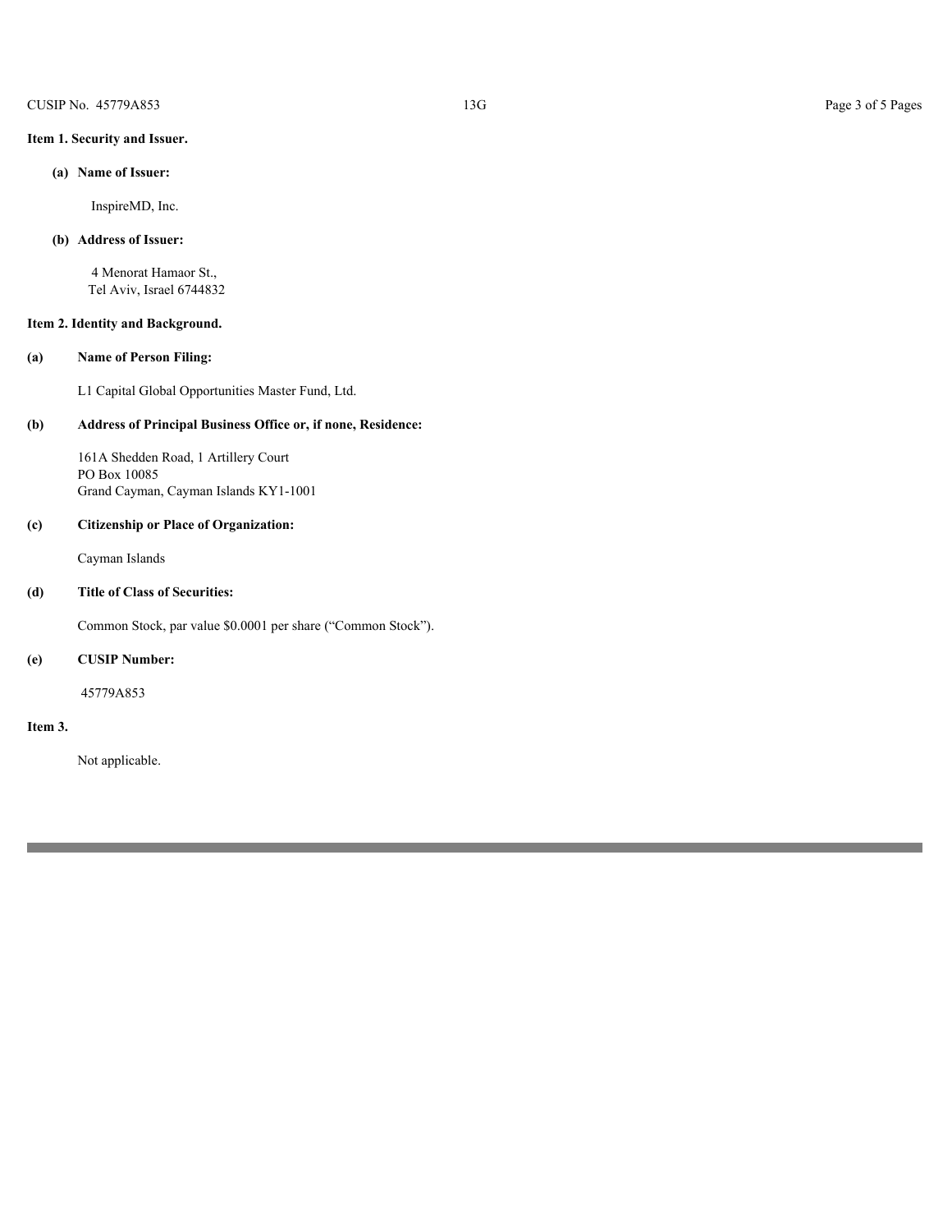**Item 1. Security and Issuer.**

**(a) Name of Issuer:**

InspireMD, Inc.

**(b) Address of Issuer:**

4 Menorat Hamaor St.,
Tel Aviv, Israel 6744832

**Item 2. Identity and Background.**

**(a) Name of Person Filing:**

L1 Capital Global Opportunities Master Fund, Ltd.

**(b) Address of Principal Business Office or, if none, Residence:**

161A Shedden Road, 1 Artillery Court
PO Box 10085
Grand Cayman, Cayman Islands KY1-1001

**(c) Citizenship or Place of Organization:**

Cayman Islands

**(d) Title of Class of Securities:**

Common Stock, par value $0.0001 per share ("Common Stock").

**(e) CUSIP Number:**

45779A853

**Item 3.**

Not applicable.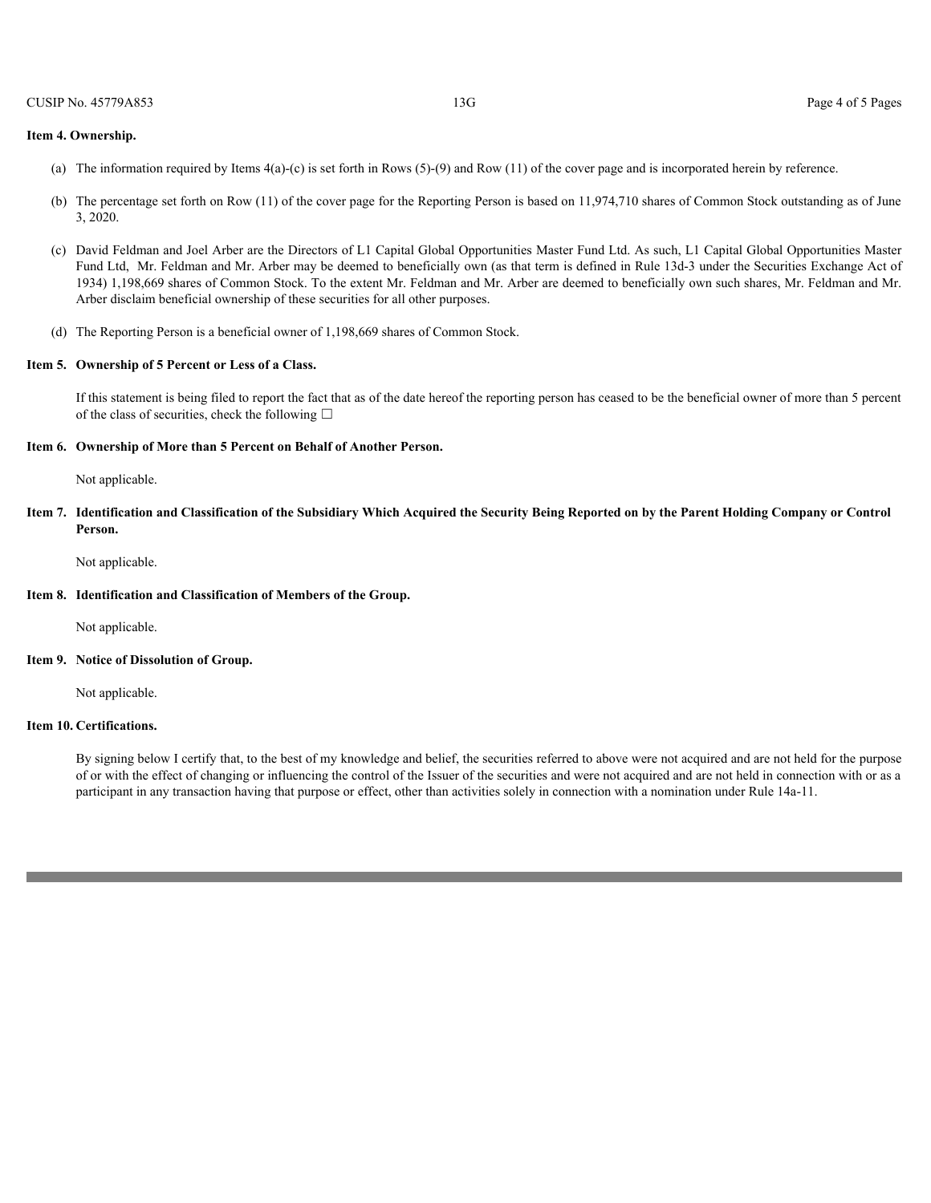**Item 4. Ownership.**

(a) The information required by Items 4(a)-(c) is set forth in Rows (5)-(9) and Row (11) of the cover page and is incorporated herein by reference.

(b) The percentage set forth on Row (11) of the cover page for the Reporting Person is based on 11,974,710 shares of Common Stock outstanding as of June 3, 2020.

(c) David Feldman and Joel Arber are the Directors of L1 Capital Global Opportunities Master Fund Ltd. As such, L1 Capital Global Opportunities Master Fund Ltd, Mr. Feldman and Mr. Arber may be deemed to beneficially own (as that term is defined in Rule 13d-3 under the Securities Exchange Act of 1934) 1,198,669 shares of Common Stock. To the extent Mr. Feldman and Mr. Arber are deemed to beneficially own such shares, Mr. Feldman and Mr. Arber disclaim beneficial ownership of these securities for all other purposes.

(d) The Reporting Person is a beneficial owner of 1,198,669 shares of Common Stock.

**Item 5. Ownership of 5 Percent or Less of a Class.**

If this statement is being filed to report the fact that as of the date hereof the reporting person has ceased to be the beneficial owner of more than 5 percent of the class of securities, check the following ☐

**Item 6. Ownership of More than 5 Percent on Behalf of Another Person.**

Not applicable.

**Item 7. Identification and Classification of the Subsidiary Which Acquired the Security Being Reported on by the Parent Holding Company or Control Person.**

Not applicable.

**Item 8. Identification and Classification of Members of the Group.**

Not applicable.

**Item 9. Notice of Dissolution of Group.**

Not applicable.

**Item 10. Certifications.**

By signing below I certify that, to the best of my knowledge and belief, the securities referred to above were not acquired and are not held for the purpose of or with the effect of changing or influencing the control of the Issuer of the securities and were not acquired and are not held in connection with or as a participant in any transaction having that purpose or effect, other than activities solely in connection with a nomination under Rule 14a-11.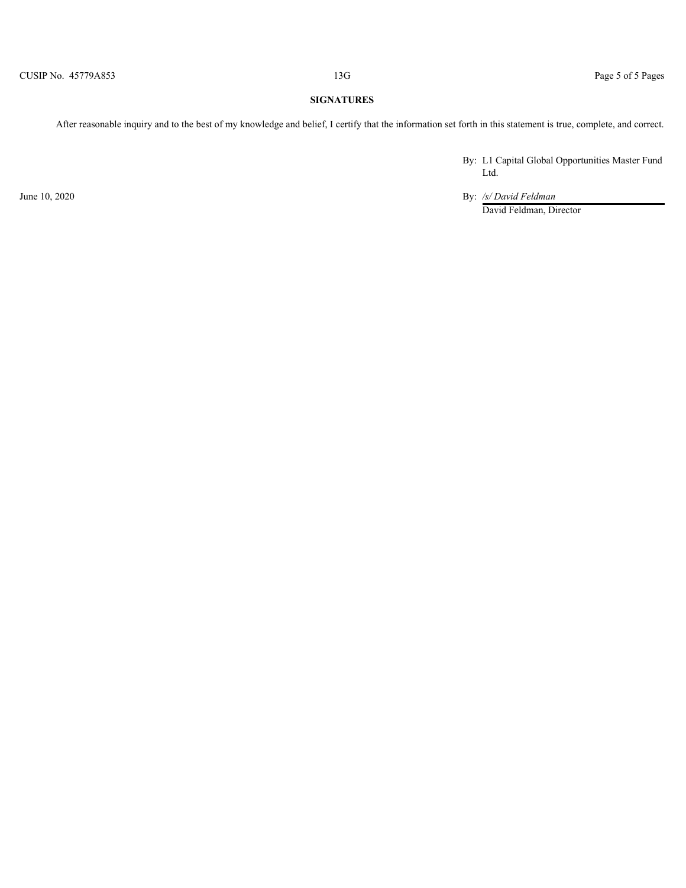**SIGNATURES**

After reasonable inquiry and to the best of my knowledge and belief, I certify that the information set forth in this statement is true, complete, and correct.

By: L1 Capital Global Opportunities Master Fund Ltd.

June 10, 2020

By: */s/ David Feldman*
David Feldman, Director